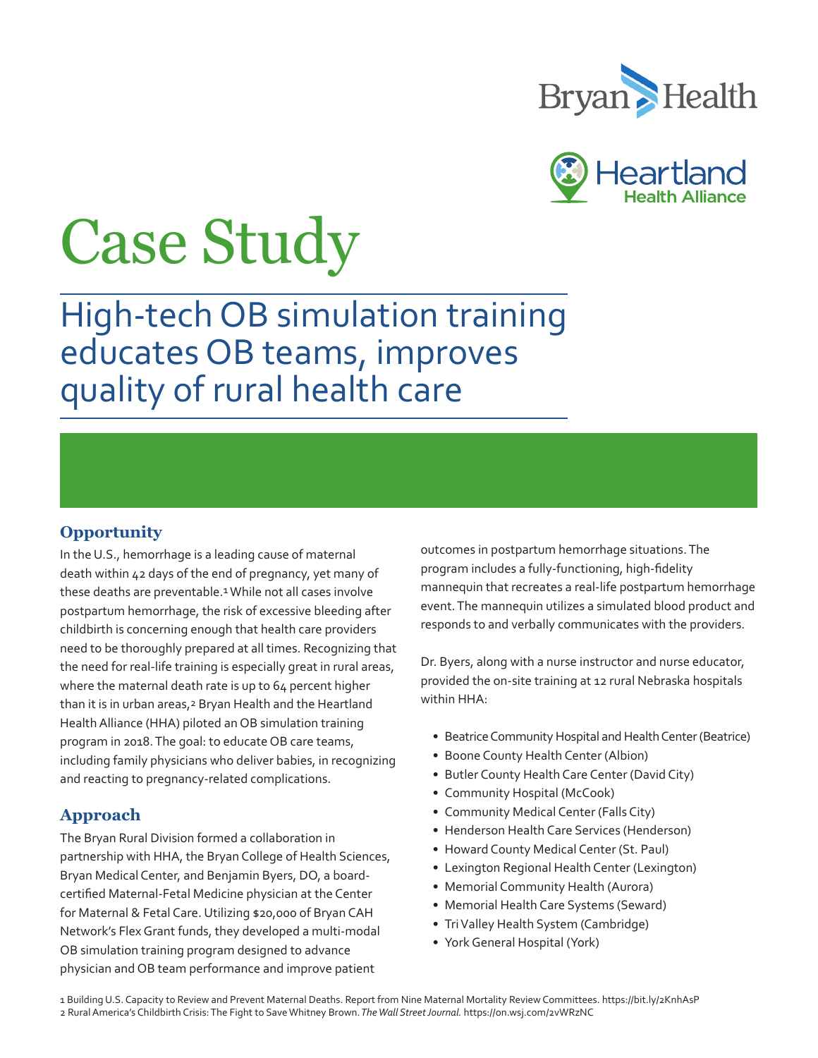Bryan Health

Heartland Health Alliance

# Case Study

## High-tech OB simulation training educates OB teams, improves quality of rural health care

### Opportunity

In the U.S., hemorrhage is a leading cause of maternal death within 42 days of the end of pregnancy, yet many of these deaths are preventable.[1] While not all cases involve postpartum hemorrhage, the risk of excessive bleeding after childbirth is concerning enough that health care providers need to be thoroughly prepared at all times. Recognizing that the need for real-life training is especially great in rural areas, where the maternal death rate is up to 64 percent higher than it is in urban areas,[2] Bryan Health and the Heartland Health Alliance (HHA) piloted an OB simulation training program in 2018. The goal: to educate OB care teams, including family physicians who deliver babies, in recognizing and reacting to pregnancy-related complications.

### Approach

The Bryan Rural Division formed a collaboration in partnership with HHA, the Bryan College of Health Sciences, Bryan Medical Center, and Benjamin Byers, DO, a board-certified Maternal-Fetal Medicine physician at the Center for Maternal & Fetal Care. Utilizing $20,000 of Bryan CAH Network's Flex Grant funds, they developed a multi-modal OB simulation training program designed to advance physician and OB team performance and improve patient outcomes in postpartum hemorrhage situations. The program includes a fully-functioning, high-fidelity mannequin that recreates a real-life postpartum hemorrhage event. The mannequin utilizes a simulated blood product and responds to and verbally communicates with the providers.

Dr. Byers, along with a nurse instructor and nurse educator, provided the on-site training at 12 rural Nebraska hospitals within HHA:

- Beatrice Community Hospital and Health Center (Beatrice)
- Boone County Health Center (Albion)
- Butler County Health Care Center (David City)
- Community Hospital (McCook)
- Community Medical Center (Falls City)
- Henderson Health Care Services (Henderson)
- Howard County Medical Center (St. Paul)
- Lexington Regional Health Center (Lexington)
- Memorial Community Health (Aurora)
- Memorial Health Care Systems (Seward)
- Tri Valley Health System (Cambridge)
- York General Hospital (York)

1 Building U.S. Capacity to Review and Prevent Maternal Deaths. Report from Nine Maternal Mortality Review Committees. https://bit.ly/2KnhAsP
2 Rural America's Childbirth Crisis: The Fight to Save Whitney Brown. *The Wall Street Journal.* https://on.wsj.com/2vWRzNC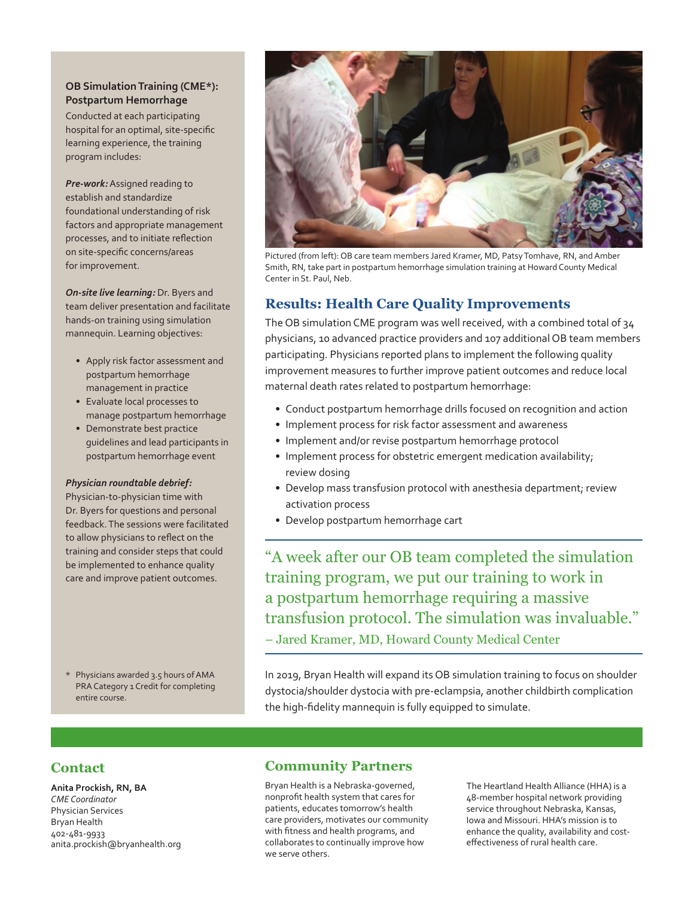### OB Simulation Training (CME*): Postpartum Hemorrhage

Conducted at each participating hospital for an optimal, site-specific learning experience, the training program includes:

***Pre-work:*** Assigned reading to establish and standardize foundational understanding of risk factors and appropriate management processes, and to initiate reflection on site-specific concerns/areas for improvement.

***On-site live learning:*** Dr. Byers and team deliver presentation and facilitate hands-on training using simulation mannequin. Learning objectives:

- Apply risk factor assessment and postpartum hemorrhage management in practice
- Evaluate local processes to manage postpartum hemorrhage
- Demonstrate best practice guidelines and lead participants in postpartum hemorrhage event

***Physician roundtable debrief:*** Physician-to-physician time with Dr. Byers for questions and personal feedback. The sessions were facilitated to allow physicians to reflect on the training and consider steps that could be implemented to enhance quality care and improve patient outcomes.

\* Physicians awarded 3.5 hours of AMA PRA Category 1 Credit for completing entire course.

Pictured (from left): OB care team members Jared Kramer, MD, Patsy Tomhave, RN, and Amber Smith, RN, take part in postpartum hemorrhage simulation training at Howard County Medical Center in St. Paul, Neb.

## Results: Health Care Quality Improvements

The OB simulation CME program was well received, with a combined total of 34 physicians, 10 advanced practice providers and 107 additional OB team members participating. Physicians reported plans to implement the following quality improvement measures to further improve patient outcomes and reduce local maternal death rates related to postpartum hemorrhage:

- Conduct postpartum hemorrhage drills focused on recognition and action
- Implement process for risk factor assessment and awareness
- Implement and/or revise postpartum hemorrhage protocol
- Implement process for obstetric emergent medication availability; review dosing
- Develop mass transfusion protocol with anesthesia department; review activation process
- Develop postpartum hemorrhage cart

> "A week after our OB team completed the simulation training program, we put our training to work in a postpartum hemorrhage requiring a massive transfusion protocol. The simulation was invaluable."
> – Jared Kramer, MD, Howard County Medical Center

In 2019, Bryan Health will expand its OB simulation training to focus on shoulder dystocia/shoulder dystocia with pre-eclampsia, another childbirth complication the high-fidelity mannequin is fully equipped to simulate.

## Contact

**Anita Prockish, RN, BA**
*CME Coordinator*
Physician Services
Bryan Health
402-481-9933
anita.prockish@bryanhealth.org

## Community Partners

Bryan Health is a Nebraska-governed, nonprofit health system that cares for patients, educates tomorrow's health care providers, motivates our community with fitness and health programs, and collaborates to continually improve how we serve others.

The Heartland Health Alliance (HHA) is a 48-member hospital network providing service throughout Nebraska, Kansas, Iowa and Missouri. HHA's mission is to enhance the quality, availability and cost-effectiveness of rural health care.